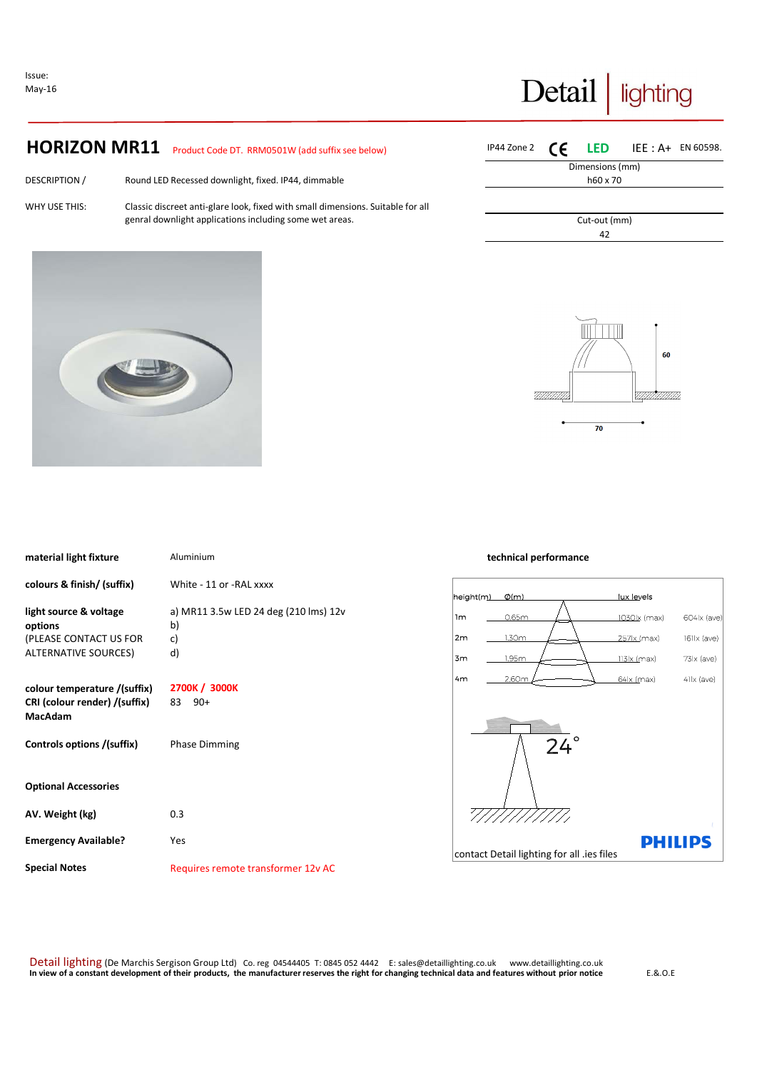Issue:
May-16

Detail | lighting

## HORIZON MR11

Product Code DT. RRM0501W (add suffix see below)

IP44 Zone 2 CE LED IEE : A+ EN 60598.

| Dimensions (mm) |
| --- |
| h60 x 70 |

| Cut-out (mm) |
| --- |
| 42 |

DESCRIPTION / Round LED Recessed downlight, fixed. IP44, dimmable

WHY USE THIS: Classic discreet anti-glare look, fixed with small dimensions. Suitable for all genral downlight applications including some wet areas.

60

70

| | |
| --- | --- |
| **material light fixture** | Aluminium |
| **colours & finish/ (suffix)** | White - 11 or -RAL xxxx |
| **light source & voltage options** (PLEASE CONTACT US FOR ALTERNATIVE SOURCES) | a) MR11 3.5w LED 24 deg (210 lms) 12v<br>b)<br>c)<br>d) |
| **colour temperature /(suffix)** | 2700K / 3000K |
| **CRI (colour render) /(suffix)** | 83 90+ |
| **MacAdam** | |
| **Controls options /(suffix)** | Phase Dimming |
| **Optional Accessories** | |
| **AV. Weight (kg)** | 0.3 |
| **Emergency Available?** | Yes |
| **Special Notes** | Requires remote transformer 12v AC |

**technical performance**

| height(m) | Ø(m) | lux levels | |
| --- | --- | --- | --- |
| 1m | 0.65m | 1030lx (max) | 604lx (ave) |
| 2m | 1.30m | 257lx (max) | 161lx (ave) |
| 3m | 1.95m | 113lx (max) | 73lx (ave) |
| 4m | 2.60m | 64lx (max) | 41lx (ave) |

24°

PHILIPS

contact Detail lighting for all .ies files

Detail lighting (De Marchis Sergison Group Ltd) Co. reg 04544405 T: 0845 052 4442 E: sales@detaillighting.co.uk www.detaillighting.co.uk
**In view of a constant development of their products, the manufacturer reserves the right for changing technical data and features without prior notice** E.&.O.E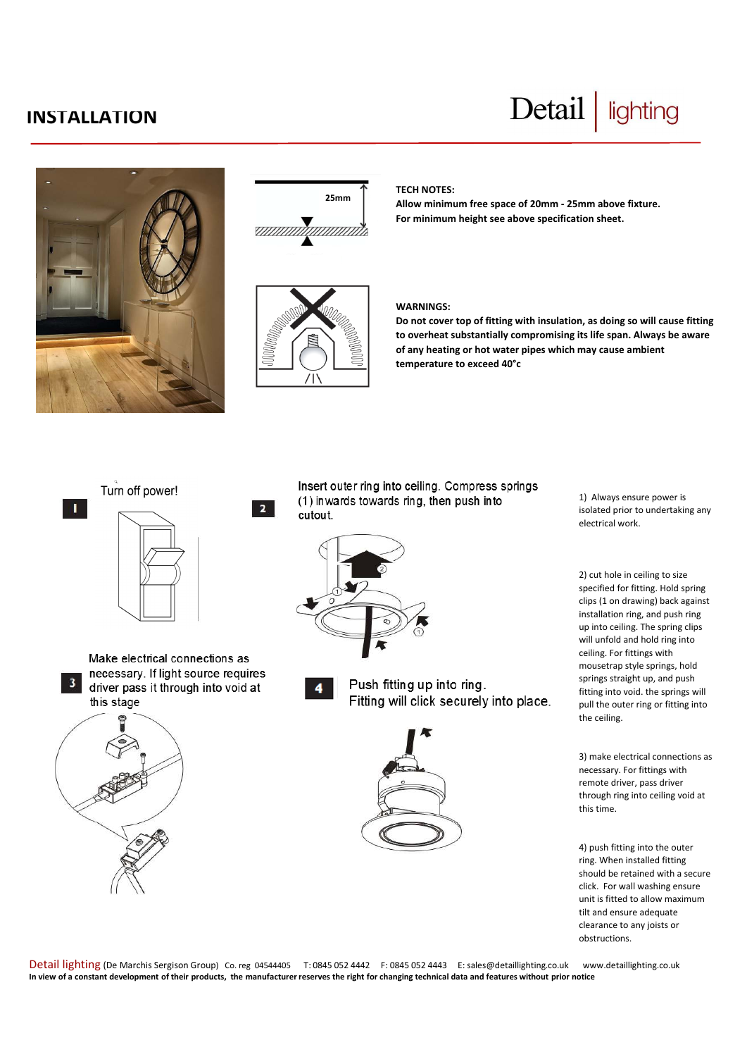# INSTALLATION

Detail | lighting

25mm

**TECH NOTES:**
**Allow minimum free space of 20mm - 25mm above fixture.**
**For minimum height see above specification sheet.**

**WARNINGS:**
**Do not cover top of fitting with insulation, as doing so will cause fitting to overheat substantially compromising its life span. Always be aware of any heating or hot water pipes which may cause ambient temperature to exceed 40°c**

1 Turn off power!

2 Insert outer ring into ceiling. Compress springs (1) inwards towards ring, then push into cutout.

3 Make electrical connections as necessary. If light source requires driver pass it through into void at this stage

4 Push fitting up into ring. Fitting will click securely into place.

1) Always ensure power is isolated prior to undertaking any electrical work.

2) cut hole in ceiling to size specified for fitting. Hold spring clips (1 on drawing) back against installation ring, and push ring up into ceiling. The spring clips will unfold and hold ring into ceiling. For fittings with mousetrap style springs, hold springs straight up, and push fitting into void. the springs will pull the outer ring or fitting into the ceiling.

3) make electrical connections as necessary. For fittings with remote driver, pass driver through ring into ceiling void at this time.

4) push fitting into the outer ring. When installed fitting should be retained with a secure click. For wall washing ensure unit is fitted to allow maximum tilt and ensure adequate clearance to any joists or obstructions.

Detail lighting (De Marchis Sergison Group) Co. reg 04544405 T: 0845 052 4442 F: 0845 052 4443 E: sales@detaillighting.co.uk www.detaillighting.co.uk
**In view of a constant development of their products, the manufacturer reserves the right for changing technical data and features without prior notice**